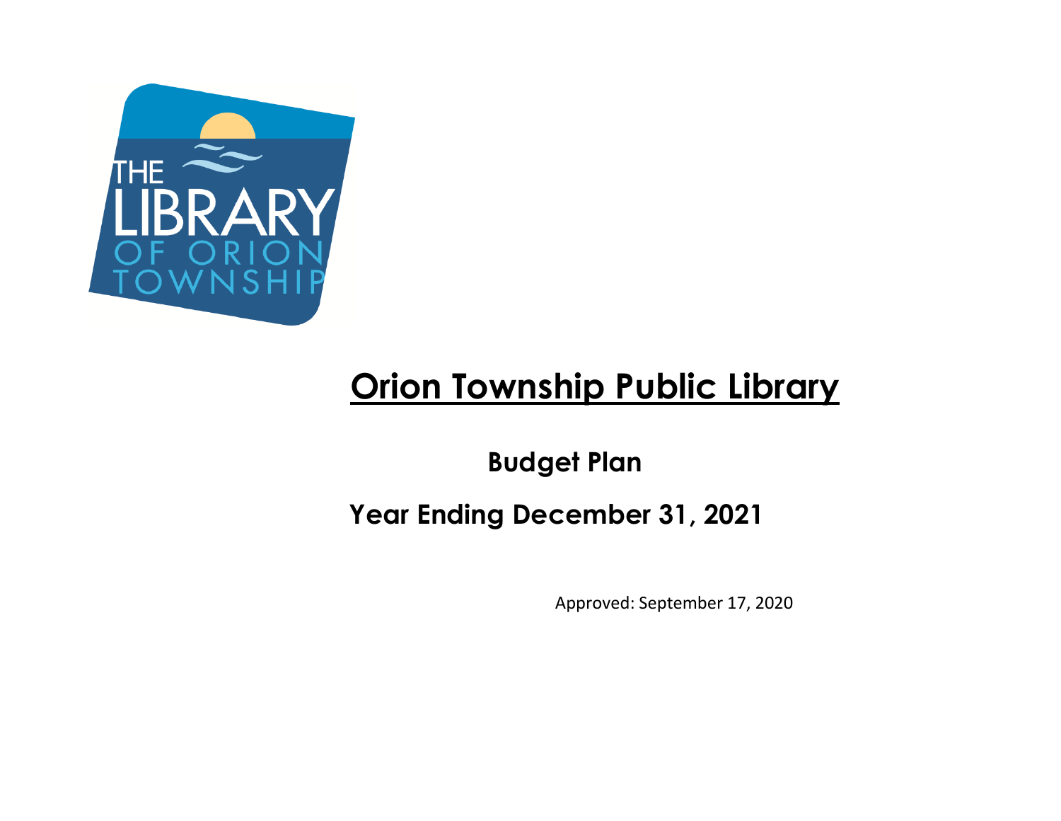# Orion Township Public Library

## Budget Plan

## Year Ending December 31, 2021

Approved: September 17, 2020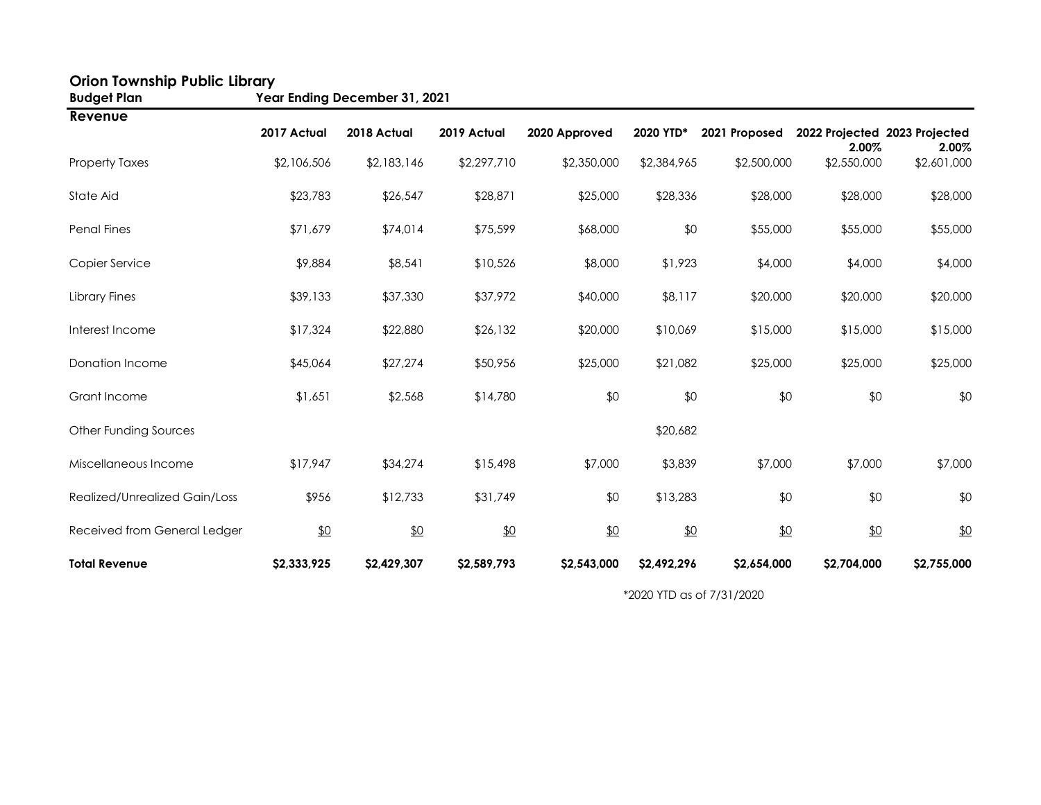# Orion Township Public Library

**Budget Plan** **Year Ending December 31, 2021**

## Revenue

| | 2017 Actual | 2018 Actual | 2019 Actual | 2020 Approved | 2020 YTD* | 2021 Proposed | 2022 Projected 2.00% | 2023 Projected 2.00% |
|---|---|---|---|---|---|---|---|---|
| Property Taxes | $2,106,506 | $2,183,146 | $2,297,710 | $2,350,000 | $2,384,965 | $2,500,000 | $2,550,000 | $2,601,000 |
| State Aid | $23,783 | $26,547 | $28,871 | $25,000 | $28,336 | $28,000 | $28,000 | $28,000 |
| Penal Fines | $71,679 | $74,014 | $75,599 | $68,000 | $0 | $55,000 | $55,000 | $55,000 |
| Copier Service | $9,884 | $8,541 | $10,526 | $8,000 | $1,923 | $4,000 | $4,000 | $4,000 |
| Library Fines | $39,133 | $37,330 | $37,972 | $40,000 | $8,117 | $20,000 | $20,000 | $20,000 |
| Interest Income | $17,324 | $22,880 | $26,132 | $20,000 | $10,069 | $15,000 | $15,000 | $15,000 |
| Donation Income | $45,064 | $27,274 | $50,956 | $25,000 | $21,082 | $25,000 | $25,000 | $25,000 |
| Grant Income | $1,651 | $2,568 | $14,780 | $0 | $0 | $0 | $0 | $0 |
| Other Funding Sources | | | | | $20,682 | | | |
| Miscellaneous Income | $17,947 | $34,274 | $15,498 | $7,000 | $3,839 | $7,000 | $7,000 | $7,000 |
| Realized/Unrealized Gain/Loss | $956 | $12,733 | $31,749 | $0 | $13,283 | $0 | $0 | $0 |
| Received from General Ledger | $0 | $0 | $0 | $0 | $0 | $0 | $0 | $0 |
| **Total Revenue** | **$2,333,925** | **$2,429,307** | **$2,589,793** | **$2,543,000** | **$2,492,296** | **$2,654,000** | **$2,704,000** | **$2,755,000** |

*2020 YTD as of 7/31/2020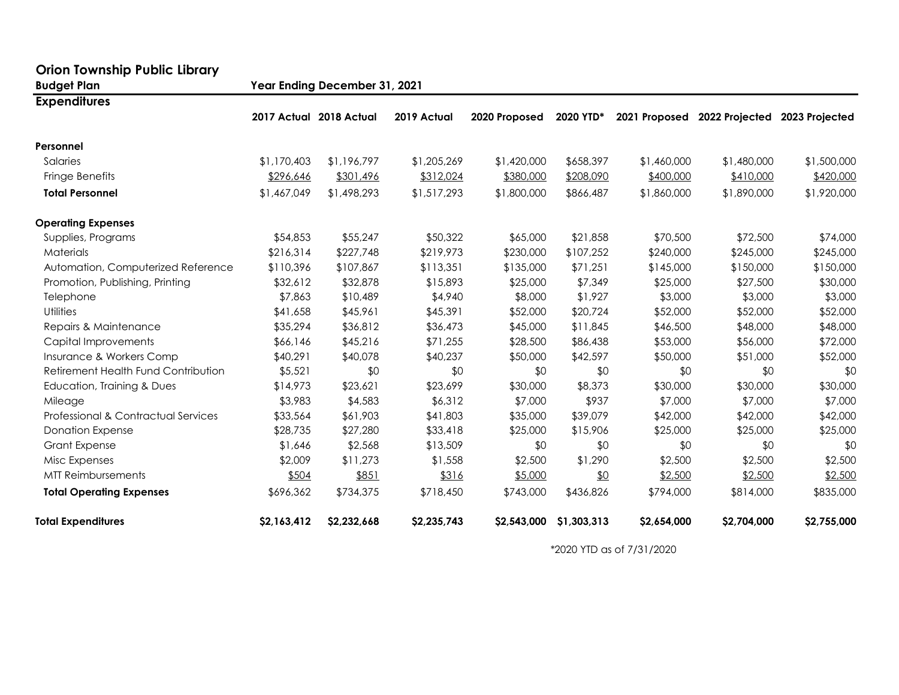# Orion Township Public Library

**Budget Plan** — **Year Ending December 31, 2021**

## Expenditures

| | 2017 Actual | 2018 Actual | 2019 Actual | 2020 Proposed | 2020 YTD* | 2021 Proposed | 2022 Projected | 2023 Projected |
|---|---|---|---|---|---|---|---|---|
| **Personnel** | | | | | | | | |
| Salaries | $1,170,403 | $1,196,797 | $1,205,269 | $1,420,000 | $658,397 | $1,460,000 | $1,480,000 | $1,500,000 |
| Fringe Benefits | $296,646 | $301,496 | $312,024 | $380,000 | $208,090 | $400,000 | $410,000 | $420,000 |
| **Total Personnel** | $1,467,049 | $1,498,293 | $1,517,293 | $1,800,000 | $866,487 | $1,860,000 | $1,890,000 | $1,920,000 |
| **Operating Expenses** | | | | | | | | |
| Supplies, Programs | $54,853 | $55,247 | $50,322 | $65,000 | $21,858 | $70,500 | $72,500 | $74,000 |
| Materials | $216,314 | $227,748 | $219,973 | $230,000 | $107,252 | $240,000 | $245,000 | $245,000 |
| Automation, Computerized Reference | $110,396 | $107,867 | $113,351 | $135,000 | $71,251 | $145,000 | $150,000 | $150,000 |
| Promotion, Publishing, Printing | $32,612 | $32,878 | $15,893 | $25,000 | $7,349 | $25,000 | $27,500 | $30,000 |
| Telephone | $7,863 | $10,489 | $4,940 | $8,000 | $1,927 | $3,000 | $3,000 | $3,000 |
| Utilities | $41,658 | $45,961 | $45,391 | $52,000 | $20,724 | $52,000 | $52,000 | $52,000 |
| Repairs & Maintenance | $35,294 | $36,812 | $36,473 | $45,000 | $11,845 | $46,500 | $48,000 | $48,000 |
| Capital Improvements | $66,146 | $45,216 | $71,255 | $28,500 | $86,438 | $53,000 | $56,000 | $72,000 |
| Insurance & Workers Comp | $40,291 | $40,078 | $40,237 | $50,000 | $42,597 | $50,000 | $51,000 | $52,000 |
| Retirement Health Fund Contribution | $5,521 | $0 | $0 | $0 | $0 | $0 | $0 | $0 |
| Education, Training & Dues | $14,973 | $23,621 | $23,699 | $30,000 | $8,373 | $30,000 | $30,000 | $30,000 |
| Mileage | $3,983 | $4,583 | $6,312 | $7,000 | $937 | $7,000 | $7,000 | $7,000 |
| Professional & Contractual Services | $33,564 | $61,903 | $41,803 | $35,000 | $39,079 | $42,000 | $42,000 | $42,000 |
| Donation Expense | $28,735 | $27,280 | $33,418 | $25,000 | $15,906 | $25,000 | $25,000 | $25,000 |
| Grant Expense | $1,646 | $2,568 | $13,509 | $0 | $0 | $0 | $0 | $0 |
| Misc Expenses | $2,009 | $11,273 | $1,558 | $2,500 | $1,290 | $2,500 | $2,500 | $2,500 |
| MTT Reimbursements | $504 | $851 | $316 | $5,000 | $0 | $2,500 | $2,500 | $2,500 |
| **Total Operating Expenses** | $696,362 | $734,375 | $718,450 | $743,000 | $436,826 | $794,000 | $814,000 | $835,000 |
| **Total Expenditures** | **$2,163,412** | **$2,232,668** | **$2,235,743** | **$2,543,000** | **$1,303,313** | **$2,654,000** | **$2,704,000** | **$2,755,000** |

*2020 YTD as of 7/31/2020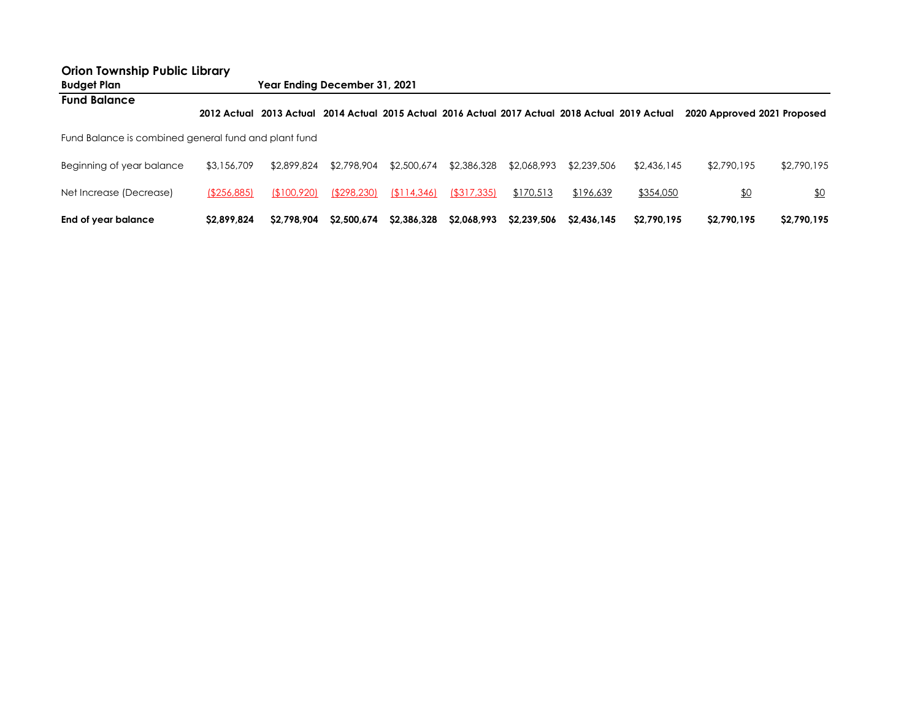# Orion Township Public Library

**Budget Plan** **Year Ending December 31, 2021**

## Fund Balance

| | 2012 Actual | 2013 Actual | 2014 Actual | 2015 Actual | 2016 Actual | 2017 Actual | 2018 Actual | 2019 Actual | 2020 Approved | 2021 Proposed |
|---|---|---|---|---|---|---|---|---|---|---|
| Fund Balance is combined general fund and plant fund | | | | | | | | | | |
| Beginning of year balance | $3,156,709 | $2,899,824 | $2,798,904 | $2,500,674 | $2,386,328 | $2,068,993 | $2,239,506 | $2,436,145 | $2,790,195 | $2,790,195 |
| Net Increase (Decrease) | ($256,885) | ($100,920) | ($298,230) | ($114,346) | ($317,335) | $170,513 | $196,639 | $354,050 | $0 | $0 |
| **End of year balance** | **$2,899,824** | **$2,798,904** | **$2,500,674** | **$2,386,328** | **$2,068,993** | **$2,239,506** | **$2,436,145** | **$2,790,195** | **$2,790,195** | **$2,790,195** |